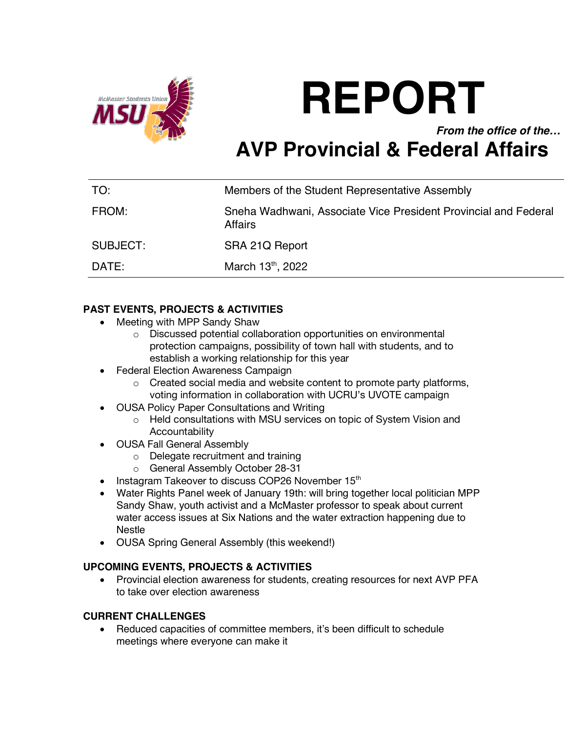# REPORT

***From the office of the…***

# AVP Provincial & Federal Affairs

| | |
|---|---|
| TO: | Members of the Student Representative Assembly |
| FROM: | Sneha Wadhwani, Associate Vice President Provincial and Federal Affairs |
| SUBJECT: | SRA 21Q Report |
| DATE: | March 13th, 2022 |

**PAST EVENTS, PROJECTS & ACTIVITIES**

- Meeting with MPP Sandy Shaw
  - Discussed potential collaboration opportunities on environmental protection campaigns, possibility of town hall with students, and to establish a working relationship for this year
- Federal Election Awareness Campaign
  - Created social media and website content to promote party platforms, voting information in collaboration with UCRU's UVOTE campaign
- OUSA Policy Paper Consultations and Writing
  - Held consultations with MSU services on topic of System Vision and Accountability
- OUSA Fall General Assembly
  - Delegate recruitment and training
  - General Assembly October 28-31
- Instagram Takeover to discuss COP26 November 15th
- Water Rights Panel week of January 19th: will bring together local politician MPP Sandy Shaw, youth activist and a McMaster professor to speak about current water access issues at Six Nations and the water extraction happening due to Nestle
- OUSA Spring General Assembly (this weekend!)

**UPCOMING EVENTS, PROJECTS & ACTIVITIES**

- Provincial election awareness for students, creating resources for next AVP PFA to take over election awareness

**CURRENT CHALLENGES**

- Reduced capacities of committee members, it's been difficult to schedule meetings where everyone can make it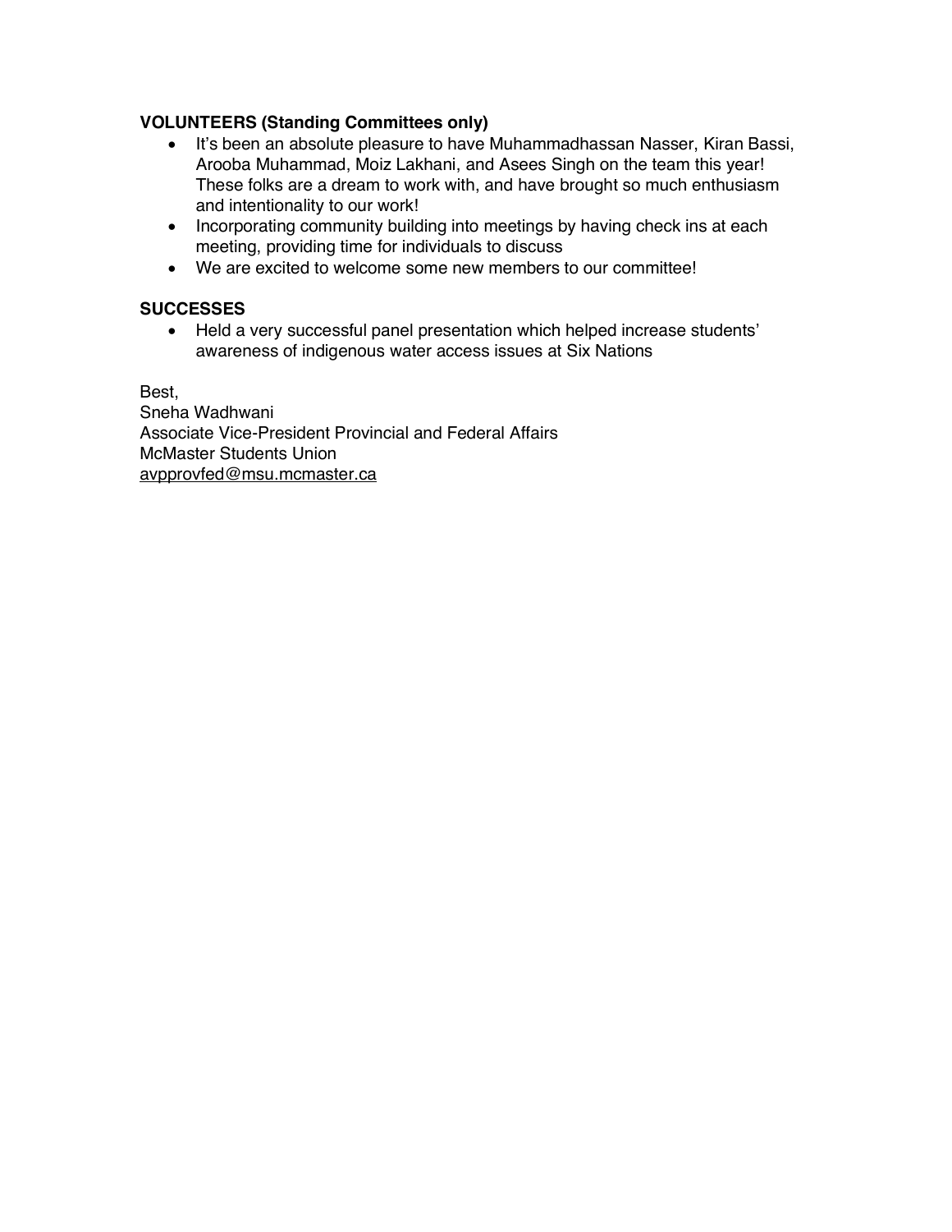**VOLUNTEERS (Standing Committees only)**

- It's been an absolute pleasure to have Muhammadhassan Nasser, Kiran Bassi, Arooba Muhammad, Moiz Lakhani, and Asees Singh on the team this year! These folks are a dream to work with, and have brought so much enthusiasm and intentionality to our work!
- Incorporating community building into meetings by having check ins at each meeting, providing time for individuals to discuss
- We are excited to welcome some new members to our committee!

**SUCCESSES**

- Held a very successful panel presentation which helped increase students' awareness of indigenous water access issues at Six Nations

Best,
Sneha Wadhwani
Associate Vice-President Provincial and Federal Affairs
McMaster Students Union
avpprovfed@msu.mcmaster.ca